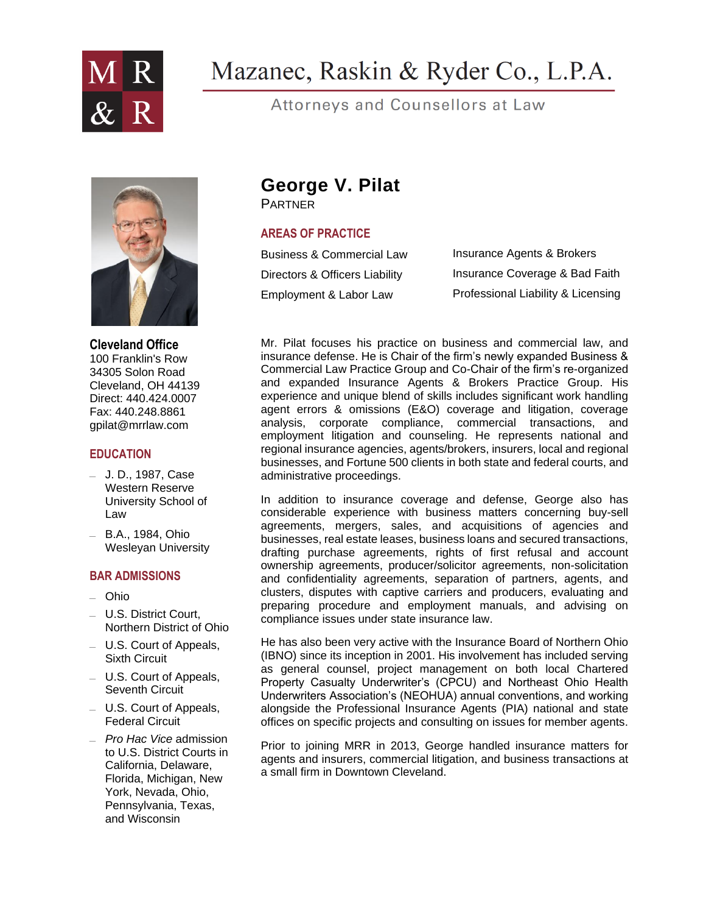# Mazanec, Raskin & Ryder Co., L.P.A.

Attorneys and Counsellors at Law

## George V. Pilat

PARTNER

### AREAS OF PRACTICE

- Business & Commercial Law
- Directors & Officers Liability
- Employment & Labor Law
- Insurance Agents & Brokers
- Insurance Coverage & Bad Faith
- Professional Liability & Licensing

**Cleveland Office**
100 Franklin's Row
34305 Solon Road
Cleveland, OH 44139
Direct: 440.424.0007
Fax: 440.248.8861
gpilat@mrrlaw.com

### EDUCATION

- J. D., 1987, Case Western Reserve University School of Law
- B.A., 1984, Ohio Wesleyan University

### BAR ADMISSIONS

- Ohio
- U.S. District Court, Northern District of Ohio
- U.S. Court of Appeals, Sixth Circuit
- U.S. Court of Appeals, Seventh Circuit
- U.S. Court of Appeals, Federal Circuit
- *Pro Hac Vice* admission to U.S. District Courts in California, Delaware, Florida, Michigan, New York, Nevada, Ohio, Pennsylvania, Texas, and Wisconsin

Mr. Pilat focuses his practice on business and commercial law, and insurance defense. He is Chair of the firm's newly expanded Business & Commercial Law Practice Group and Co-Chair of the firm's re-organized and expanded Insurance Agents & Brokers Practice Group. His experience and unique blend of skills includes significant work handling agent errors & omissions (E&O) coverage and litigation, coverage analysis, corporate compliance, commercial transactions, and employment litigation and counseling. He represents national and regional insurance agencies, agents/brokers, insurers, local and regional businesses, and Fortune 500 clients in both state and federal courts, and administrative proceedings.

In addition to insurance coverage and defense, George also has considerable experience with business matters concerning buy-sell agreements, mergers, sales, and acquisitions of agencies and businesses, real estate leases, business loans and secured transactions, drafting purchase agreements, rights of first refusal and account ownership agreements, producer/solicitor agreements, non-solicitation and confidentiality agreements, separation of partners, agents, and clusters, disputes with captive carriers and producers, evaluating and preparing procedure and employment manuals, and advising on compliance issues under state insurance law.

He has also been very active with the Insurance Board of Northern Ohio (IBNO) since its inception in 2001. His involvement has included serving as general counsel, project management on both local Chartered Property Casualty Underwriter's (CPCU) and Northeast Ohio Health Underwriters Association's (NEOHUA) annual conventions, and working alongside the Professional Insurance Agents (PIA) national and state offices on specific projects and consulting on issues for member agents.

Prior to joining MRR in 2013, George handled insurance matters for agents and insurers, commercial litigation, and business transactions at a small firm in Downtown Cleveland.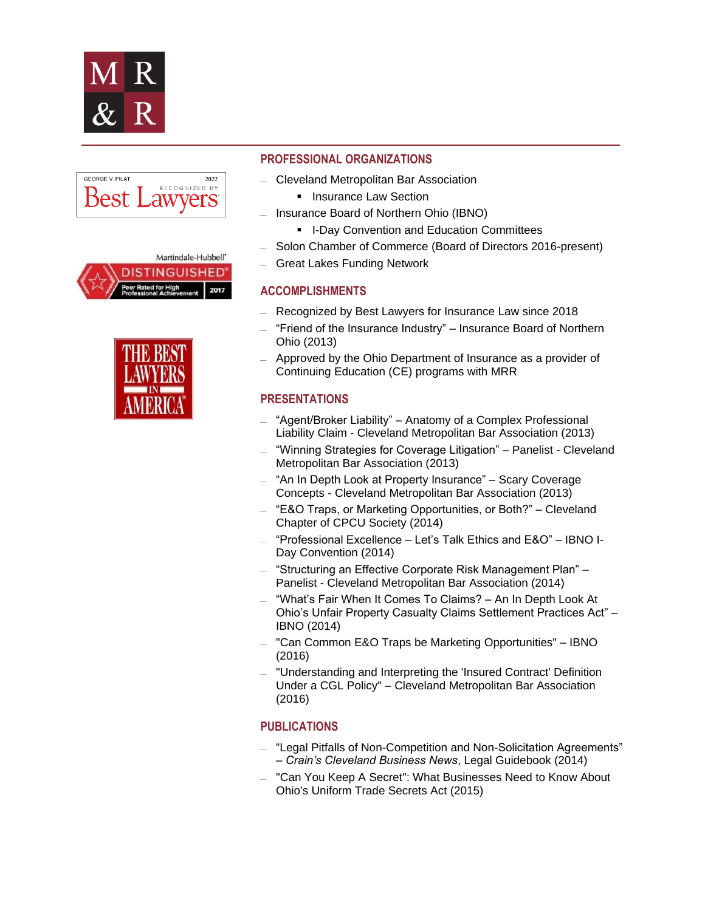## PROFESSIONAL ORGANIZATIONS

- Cleveland Metropolitan Bar Association
  - Insurance Law Section
- Insurance Board of Northern Ohio (IBNO)
  - I-Day Convention and Education Committees
- Solon Chamber of Commerce (Board of Directors 2016-present)
- Great Lakes Funding Network

## ACCOMPLISHMENTS

- Recognized by Best Lawyers for Insurance Law since 2018
- "Friend of the Insurance Industry" – Insurance Board of Northern Ohio (2013)
- Approved by the Ohio Department of Insurance as a provider of Continuing Education (CE) programs with MRR

## PRESENTATIONS

- "Agent/Broker Liability" – Anatomy of a Complex Professional Liability Claim - Cleveland Metropolitan Bar Association (2013)
- "Winning Strategies for Coverage Litigation" – Panelist - Cleveland Metropolitan Bar Association (2013)
- "An In Depth Look at Property Insurance" – Scary Coverage Concepts - Cleveland Metropolitan Bar Association (2013)
- "E&O Traps, or Marketing Opportunities, or Both?" – Cleveland Chapter of CPCU Society (2014)
- "Professional Excellence – Let's Talk Ethics and E&O" – IBNO I-Day Convention (2014)
- "Structuring an Effective Corporate Risk Management Plan" – Panelist - Cleveland Metropolitan Bar Association (2014)
- "What's Fair When It Comes To Claims? – An In Depth Look At Ohio's Unfair Property Casualty Claims Settlement Practices Act" – IBNO (2014)
- "Can Common E&O Traps be Marketing Opportunities" – IBNO (2016)
- "Understanding and Interpreting the 'Insured Contract' Definition Under a CGL Policy" – Cleveland Metropolitan Bar Association (2016)

## PUBLICATIONS

- "Legal Pitfalls of Non-Competition and Non-Solicitation Agreements" – *Crain's Cleveland Business News*, Legal Guidebook (2014)
- "Can You Keep A Secret": What Businesses Need to Know About Ohio's Uniform Trade Secrets Act (2015)